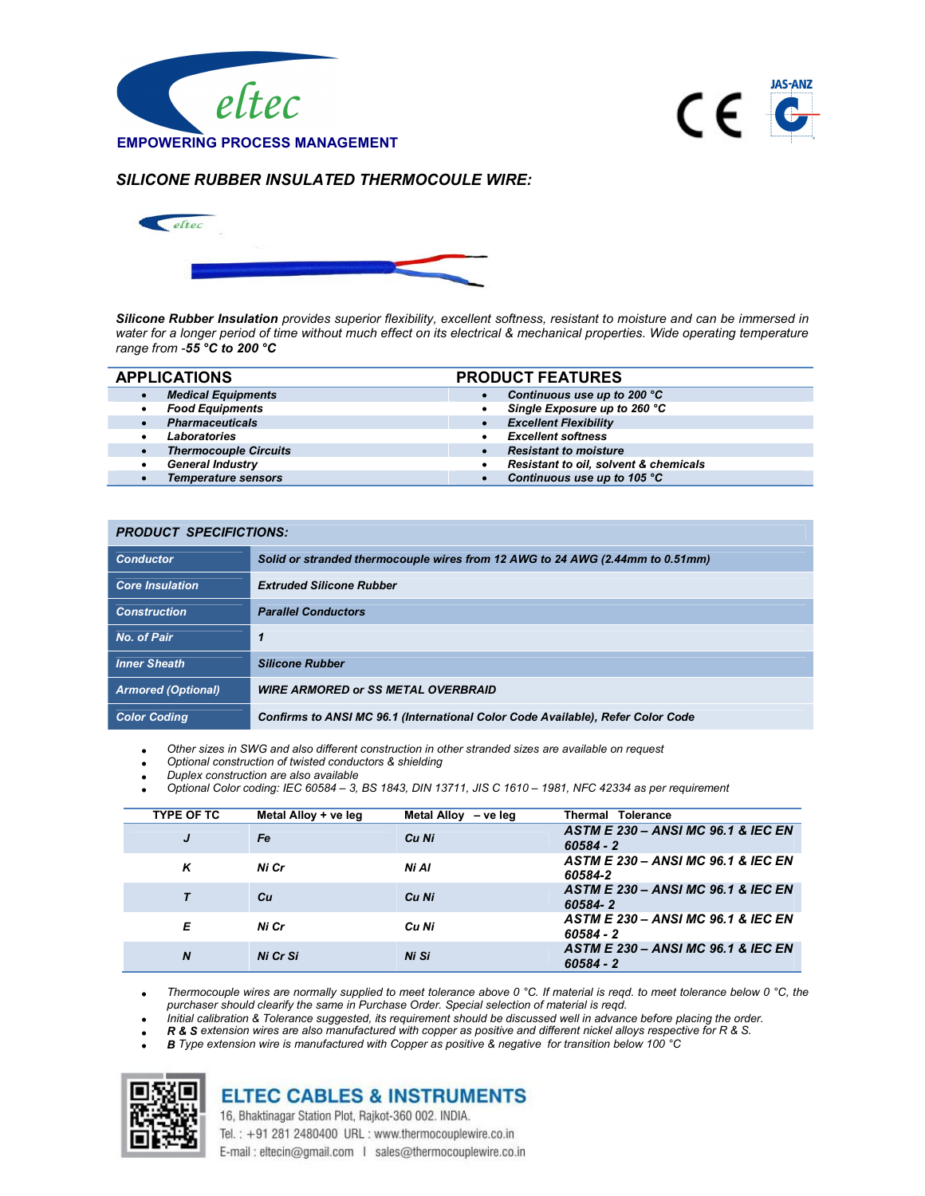eltec

EMPOWERING PROCESS MANAGEMENT

## *SILICONE RUBBER INSULATED THERMOCOULE WIRE:*

***Silicone Rubber Insulation** provides superior flexibility, excellent softness, resistant to moisture and can be immersed in water for a longer period of time without much effect on its electrical & mechanical properties. Wide operating temperature range from -**55 °C to 200 °C***

| APPLICATIONS | PRODUCT FEATURES |
|---|---|
| • ***Medical Equipments*** | • ***Continuous use up to 200 °C*** |
| • ***Food Equipments*** | • ***Single Exposure up to 260 °C*** |
| • ***Pharmaceuticals*** | • ***Excellent Flexibility*** |
| • ***Laboratories*** | • ***Excellent softness*** |
| • ***Thermocouple Circuits*** | • ***Resistant to moisture*** |
| • ***General Industry*** | • ***Resistant to oil, solvent & chemicals*** |
| • ***Temperature sensors*** | • ***Continuous use up to 105 °C*** |

| ***PRODUCT SPECIFICATIONS:*** | |
|---|---|
| ***Conductor*** | ***Solid or stranded thermocouple wires from 12 AWG to 24 AWG (2.44mm to 0.51mm)*** |
| ***Core Insulation*** | ***Extruded Silicone Rubber*** |
| ***Construction*** | ***Parallel Conductors*** |
| ***No. of Pair*** | ***1*** |
| ***Inner Sheath*** | ***Silicone Rubber*** |
| ***Armored (Optional)*** | ***WIRE ARMORED or SS METAL OVERBRAID*** |
| ***Color Coding*** | ***Confirms to ANSI MC 96.1 (International Color Code Available), Refer Color Code*** |

- *Other sizes in SWG and also different construction in other stranded sizes are available on request*
- *Optional construction of twisted conductors & shielding*
- *Duplex construction are also available*
- *Optional Color coding: IEC 60584 – 3, BS 1843, DIN 13711, JIS C 1610 – 1981, NFC 42334 as per requirement*

| TYPE OF TC | Metal Alloy + ve leg | Metal Alloy – ve leg | Thermal Tolerance |
|---|---|---|---|
| ***J*** | ***Fe*** | ***Cu Ni*** | ***ASTM E 230 – ANSI MC 96.1 & IEC EN 60584 - 2*** |
| ***K*** | ***Ni Cr*** | ***Ni Al*** | ***ASTM E 230 – ANSI MC 96.1 & IEC EN 60584-2*** |
| ***T*** | ***Cu*** | ***Cu Ni*** | ***ASTM E 230 – ANSI MC 96.1 & IEC EN 60584- 2*** |
| ***E*** | ***Ni Cr*** | ***Cu Ni*** | ***ASTM E 230 – ANSI MC 96.1 & IEC EN 60584 - 2*** |
| ***N*** | ***Ni Cr Si*** | ***Ni Si*** | ***ASTM E 230 – ANSI MC 96.1 & IEC EN 60584 - 2*** |

- *Thermocouple wires are normally supplied to meet tolerance above 0 °C. If material is reqd. to meet tolerance below 0 °C, the purchaser should clearify the same in Purchase Order. Special selection of material is reqd.*
- *Initial calibration & Tolerance suggested, its requirement should be discussed well in advance before placing the order.*
- ***R & S** extension wires are also manufactured with copper as positive and different nickel alloys respective for R & S.*
- ***B** Type extension wire is manufactured with Copper as positive & negative for transition below 100 °C*

**ELTEC CABLES & INSTRUMENTS**
16, Bhaktinagar Station Plot, Rajkot-360 002. INDIA.
Tel. : +91 281 2480400 URL : www.thermocouplewire.co.in
E-mail : eltecin@gmail.com | sales@thermocouplewire.co.in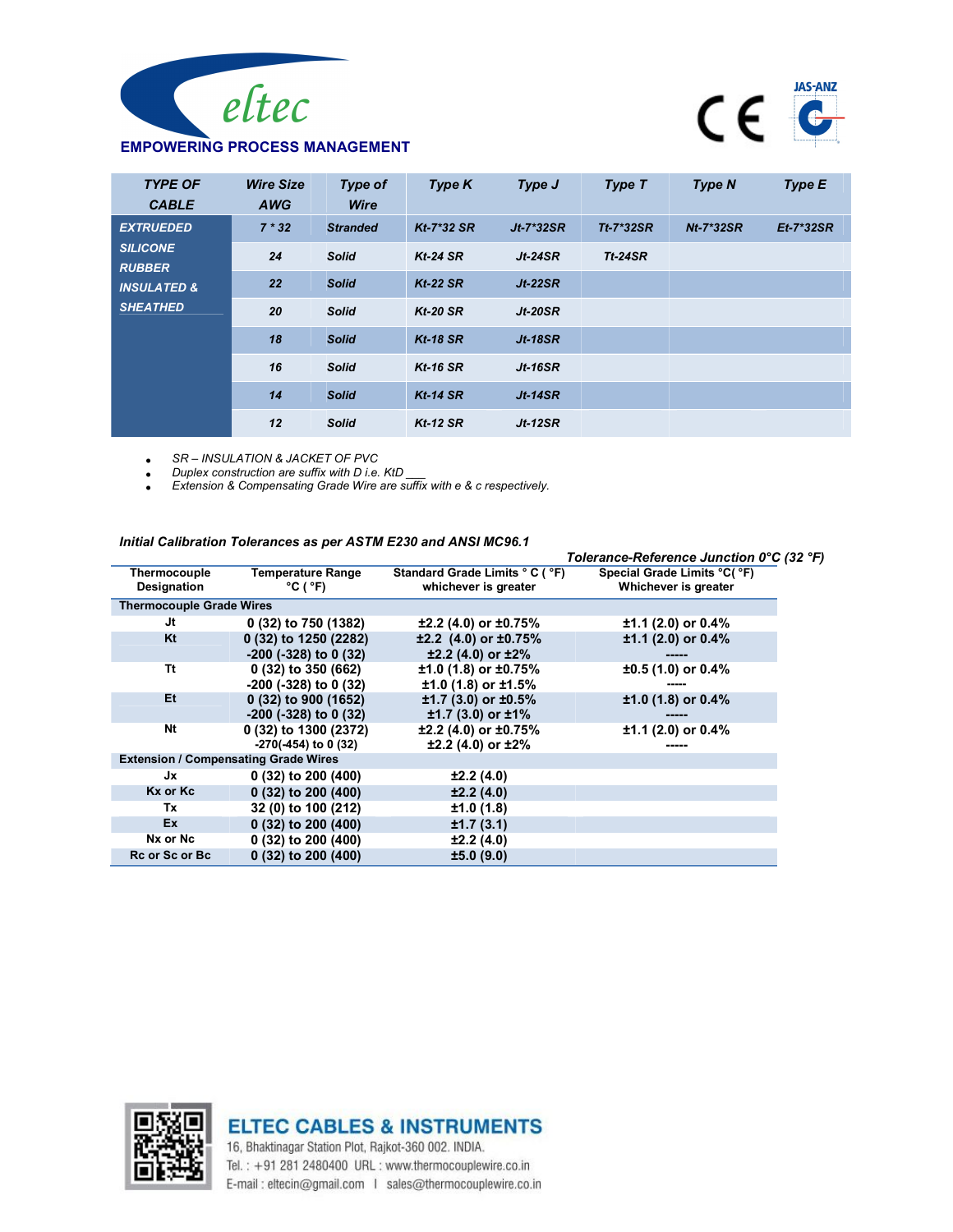eltec

**EMPOWERING PROCESS MANAGEMENT**

| TYPE OF CABLE | Wire Size AWG | Type of Wire | Type K | Type J | Type T | Type N | Type E |
|---|---|---|---|---|---|---|---|
| EXTRUEDED SILICONE RUBBER INSULATED & SHEATHED | 7 * 32 | Stranded | Kt-7*32 SR | Jt-7*32SR | Tt-7*32SR | Nt-7*32SR | Et-7*32SR |
| | 24 | Solid | Kt-24 SR | Jt-24SR | Tt-24SR | | |
| | 22 | Solid | Kt-22 SR | Jt-22SR | | | |
| | 20 | Solid | Kt-20 SR | Jt-20SR | | | |
| | 18 | Solid | Kt-18 SR | Jt-18SR | | | |
| | 16 | Solid | Kt-16 SR | Jt-16SR | | | |
| | 14 | Solid | Kt-14 SR | Jt-14SR | | | |
| | 12 | Solid | Kt-12 SR | Jt-12SR | | | |

- *SR – INSULATION & JACKET OF PVC*
- *Duplex construction are suffix with D i.e. KtD ___*
- *Extension & Compensating Grade Wire are suffix with e & c respectively.*

***Initial Calibration Tolerances as per ASTM E230 and ANSI MC96.1***

*Tolerance-Reference Junction 0°C (32 °F)*

| Thermocouple Designation | Temperature Range °C ( °F) | Standard Grade Limits ° C ( °F) whichever is greater | Special Grade Limits °C( °F) Whichever is greater |
|---|---|---|---|
| **Thermocouple Grade Wires** | | | |
| Jt | 0 (32) to 750 (1382) | ±2.2 (4.0) or ±0.75% | ±1.1 (2.0) or 0.4% |
| Kt | 0 (32) to 1250 (2282) | ±2.2 (4.0) or ±0.75% | ±1.1 (2.0) or 0.4% |
| | -200 (-328) to 0 (32) | ±2.2 (4.0) or ±2% | ----- |
| Tt | 0 (32) to 350 (662) | ±1.0 (1.8) or ±0.75% | ±0.5 (1.0) or 0.4% |
| | -200 (-328) to 0 (32) | ±1.0 (1.8) or ±1.5% | ----- |
| Et | 0 (32) to 900 (1652) | ±1.7 (3.0) or ±0.5% | ±1.0 (1.8) or 0.4% |
| | -200 (-328) to 0 (32) | ±1.7 (3.0) or ±1% | ----- |
| Nt | 0 (32) to 1300 (2372) | ±2.2 (4.0) or ±0.75% | ±1.1 (2.0) or 0.4% |
| | -270(-454) to 0 (32) | ±2.2 (4.0) or ±2% | ----- |
| **Extension / Compensating Grade Wires** | | | |
| Jx | 0 (32) to 200 (400) | ±2.2 (4.0) | |
| Kx or Kc | 0 (32) to 200 (400) | ±2.2 (4.0) | |
| Tx | 32 (0) to 100 (212) | ±1.0 (1.8) | |
| Ex | 0 (32) to 200 (400) | ±1.7 (3.1) | |
| Nx or Nc | 0 (32) to 200 (400) | ±2.2 (4.0) | |
| Rc or Sc or Bc | 0 (32) to 200 (400) | ±5.0 (9.0) | |

**ELTEC CABLES & INSTRUMENTS**

16, Bhaktinagar Station Plot, Rajkot-360 002. INDIA.

Tel. : +91 281 2480400 URL : www.thermocouplewire.co.in

E-mail : eltecin@gmail.com | sales@thermocouplewire.co.in